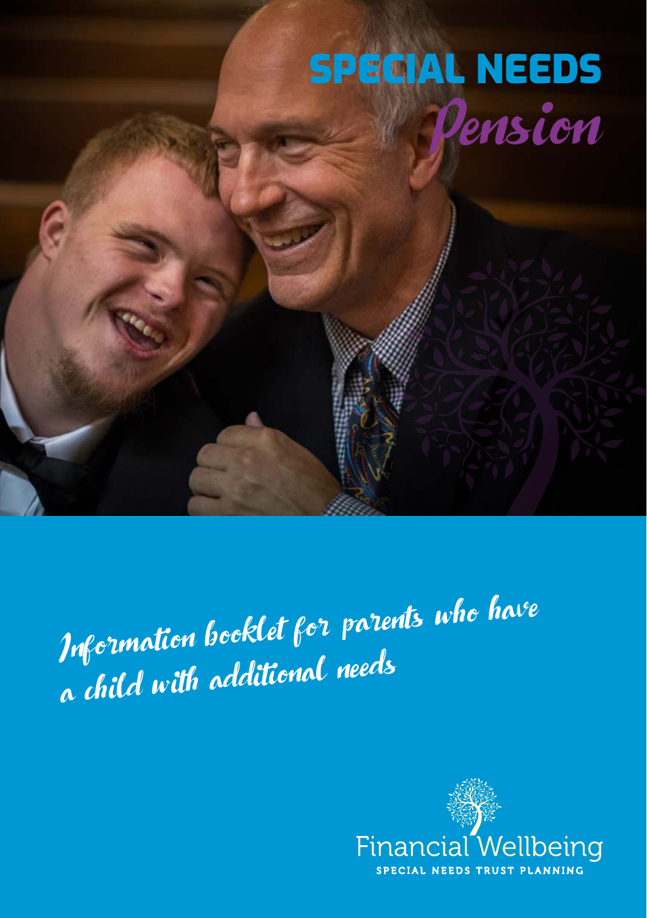# SPECIAL NEEDS

## *Pension*

*Information booklet for parents who have a child with additional needs*

Financial Wellbeing

SPECIAL NEEDS TRUST PLANNING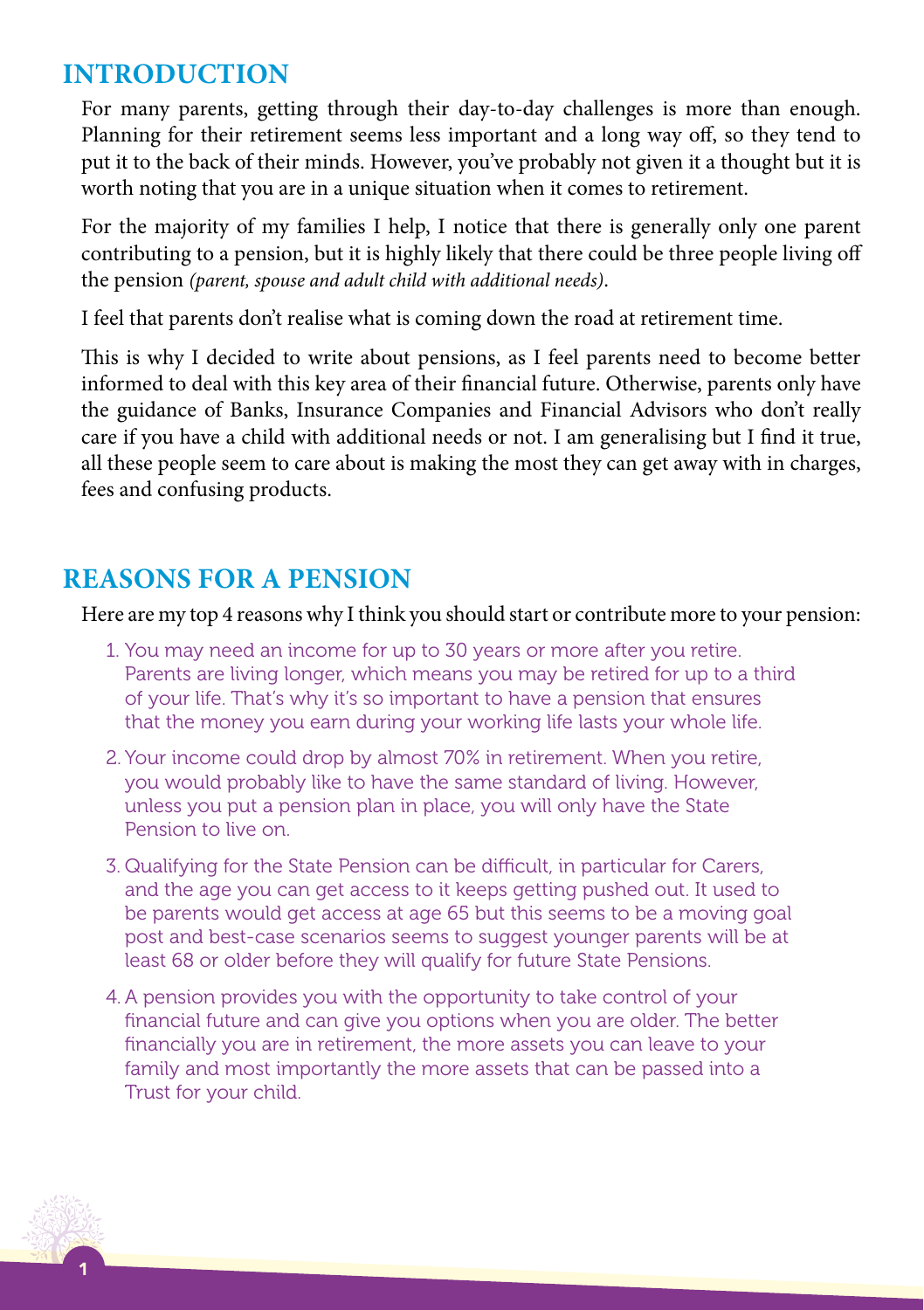## INTRODUCTION

For many parents, getting through their day-to-day challenges is more than enough. Planning for their retirement seems less important and a long way off, so they tend to put it to the back of their minds. However, you've probably not given it a thought but it is worth noting that you are in a unique situation when it comes to retirement.

For the majority of my families I help, I notice that there is generally only one parent contributing to a pension, but it is highly likely that there could be three people living off the pension *(parent, spouse and adult child with additional needs)*.

I feel that parents don't realise what is coming down the road at retirement time.

This is why I decided to write about pensions, as I feel parents need to become better informed to deal with this key area of their financial future. Otherwise, parents only have the guidance of Banks, Insurance Companies and Financial Advisors who don't really care if you have a child with additional needs or not. I am generalising but I find it true, all these people seem to care about is making the most they can get away with in charges, fees and confusing products.

## REASONS FOR A PENSION

Here are my top 4 reasons why I think you should start or contribute more to your pension:

1. You may need an income for up to 30 years or more after you retire. Parents are living longer, which means you may be retired for up to a third of your life. That's why it's so important to have a pension that ensures that the money you earn during your working life lasts your whole life.
2. Your income could drop by almost 70% in retirement. When you retire, you would probably like to have the same standard of living. However, unless you put a pension plan in place, you will only have the State Pension to live on.
3. Qualifying for the State Pension can be difficult, in particular for Carers, and the age you can get access to it keeps getting pushed out. It used to be parents would get access at age 65 but this seems to be a moving goal post and best-case scenarios seems to suggest younger parents will be at least 68 or older before they will qualify for future State Pensions.
4. A pension provides you with the opportunity to take control of your financial future and can give you options when you are older. The better financially you are in retirement, the more assets you can leave to your family and most importantly the more assets that can be passed into a Trust for your child.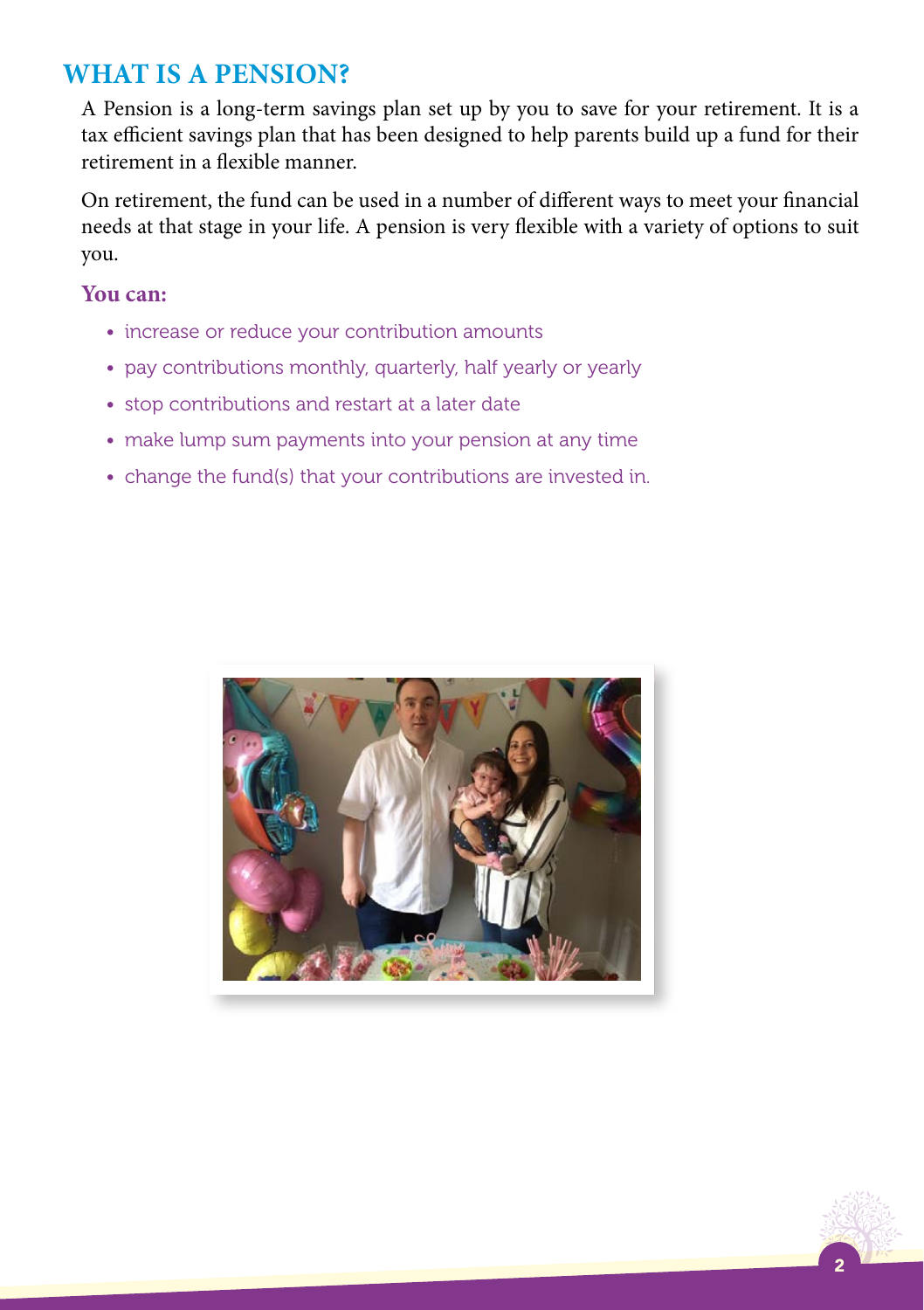# WHAT IS A PENSION?

A Pension is a long-term savings plan set up by you to save for your retirement. It is a tax efficient savings plan that has been designed to help parents build up a fund for their retirement in a flexible manner.

On retirement, the fund can be used in a number of different ways to meet your financial needs at that stage in your life. A pension is very flexible with a variety of options to suit you.

**You can:**

- increase or reduce your contribution amounts
- pay contributions monthly, quarterly, half yearly or yearly
- stop contributions and restart at a later date
- make lump sum payments into your pension at any time
- change the fund(s) that your contributions are invested in.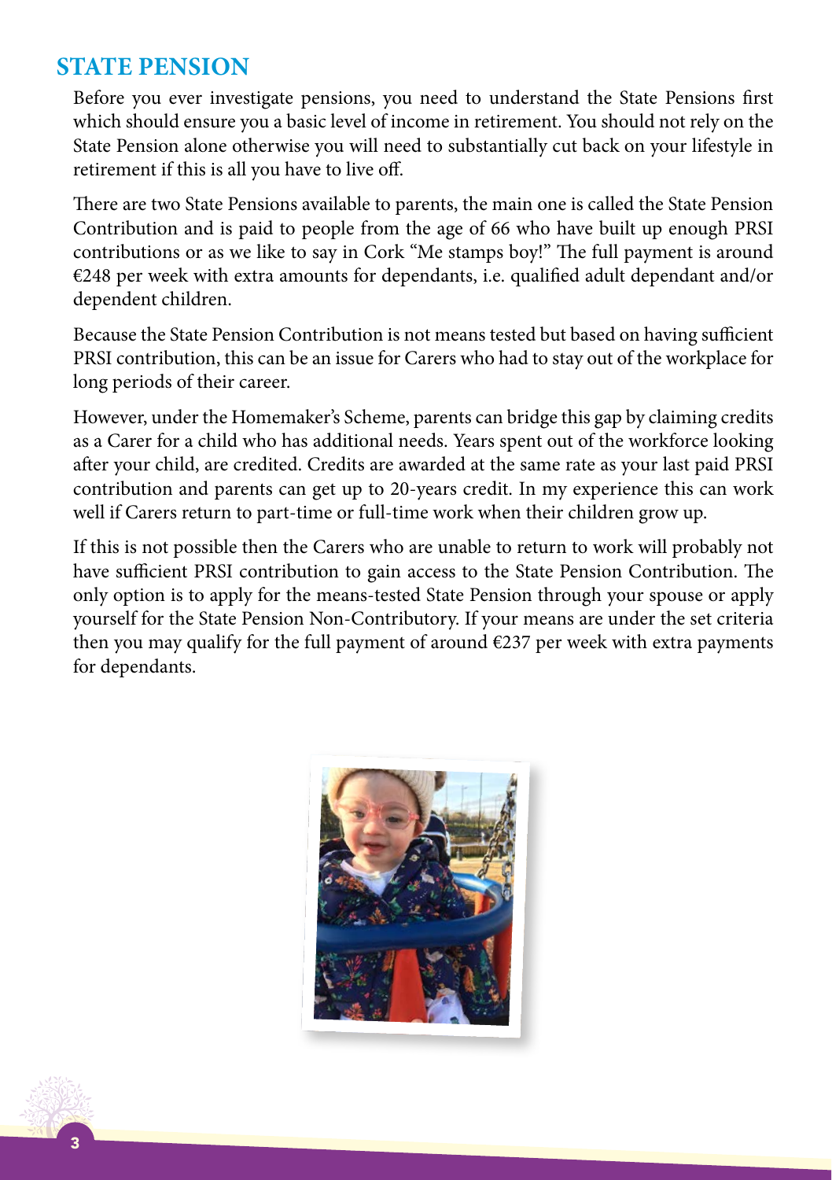## STATE PENSION

Before you ever investigate pensions, you need to understand the State Pensions first which should ensure you a basic level of income in retirement. You should not rely on the State Pension alone otherwise you will need to substantially cut back on your lifestyle in retirement if this is all you have to live off.

There are two State Pensions available to parents, the main one is called the State Pension Contribution and is paid to people from the age of 66 who have built up enough PRSI contributions or as we like to say in Cork "Me stamps boy!" The full payment is around €248 per week with extra amounts for dependants, i.e. qualified adult dependant and/or dependent children.

Because the State Pension Contribution is not means tested but based on having sufficient PRSI contribution, this can be an issue for Carers who had to stay out of the workplace for long periods of their career.

However, under the Homemaker's Scheme, parents can bridge this gap by claiming credits as a Carer for a child who has additional needs. Years spent out of the workforce looking after your child, are credited. Credits are awarded at the same rate as your last paid PRSI contribution and parents can get up to 20-years credit. In my experience this can work well if Carers return to part-time or full-time work when their children grow up.

If this is not possible then the Carers who are unable to return to work will probably not have sufficient PRSI contribution to gain access to the State Pension Contribution. The only option is to apply for the means-tested State Pension through your spouse or apply yourself for the State Pension Non-Contributory. If your means are under the set criteria then you may qualify for the full payment of around €237 per week with extra payments for dependants.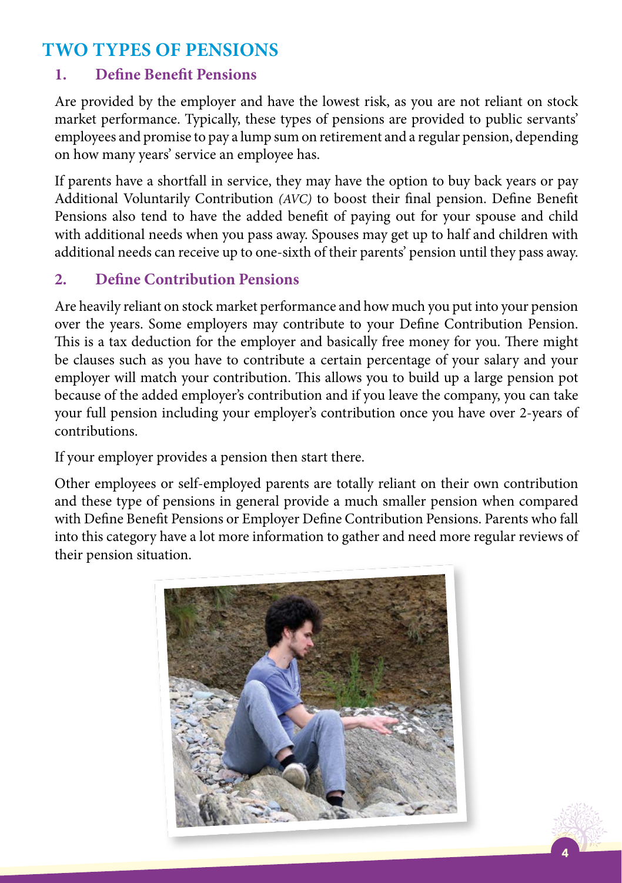## TWO TYPES OF PENSIONS

### 1. Define Benefit Pensions

Are provided by the employer and have the lowest risk, as you are not reliant on stock market performance. Typically, these types of pensions are provided to public servants' employees and promise to pay a lump sum on retirement and a regular pension, depending on how many years' service an employee has.

If parents have a shortfall in service, they may have the option to buy back years or pay Additional Voluntarily Contribution *(AVC)* to boost their final pension. Define Benefit Pensions also tend to have the added benefit of paying out for your spouse and child with additional needs when you pass away. Spouses may get up to half and children with additional needs can receive up to one-sixth of their parents' pension until they pass away.

### 2. Define Contribution Pensions

Are heavily reliant on stock market performance and how much you put into your pension over the years. Some employers may contribute to your Define Contribution Pension. This is a tax deduction for the employer and basically free money for you. There might be clauses such as you have to contribute a certain percentage of your salary and your employer will match your contribution. This allows you to build up a large pension pot because of the added employer's contribution and if you leave the company, you can take your full pension including your employer's contribution once you have over 2-years of contributions.

If your employer provides a pension then start there.

Other employees or self-employed parents are totally reliant on their own contribution and these type of pensions in general provide a much smaller pension when compared with Define Benefit Pensions or Employer Define Contribution Pensions. Parents who fall into this category have a lot more information to gather and need more regular reviews of their pension situation.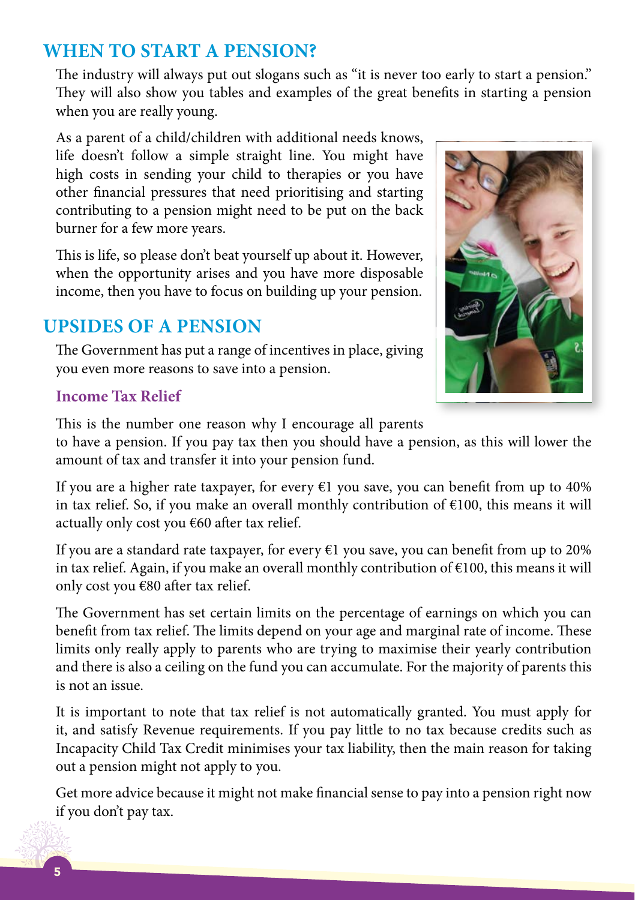## WHEN TO START A PENSION?

The industry will always put out slogans such as "it is never too early to start a pension." They will also show you tables and examples of the great benefits in starting a pension when you are really young.

As a parent of a child/children with additional needs knows, life doesn't follow a simple straight line. You might have high costs in sending your child to therapies or you have other financial pressures that need prioritising and starting contributing to a pension might need to be put on the back burner for a few more years.

This is life, so please don't beat yourself up about it. However, when the opportunity arises and you have more disposable income, then you have to focus on building up your pension.

## UPSIDES OF A PENSION

The Government has put a range of incentives in place, giving you even more reasons to save into a pension.

### Income Tax Relief

This is the number one reason why I encourage all parents to have a pension. If you pay tax then you should have a pension, as this will lower the amount of tax and transfer it into your pension fund.

If you are a higher rate taxpayer, for every €1 you save, you can benefit from up to 40% in tax relief. So, if you make an overall monthly contribution of €100, this means it will actually only cost you €60 after tax relief.

If you are a standard rate taxpayer, for every €1 you save, you can benefit from up to 20% in tax relief. Again, if you make an overall monthly contribution of €100, this means it will only cost you €80 after tax relief.

The Government has set certain limits on the percentage of earnings on which you can benefit from tax relief. The limits depend on your age and marginal rate of income. These limits only really apply to parents who are trying to maximise their yearly contribution and there is also a ceiling on the fund you can accumulate. For the majority of parents this is not an issue.

It is important to note that tax relief is not automatically granted. You must apply for it, and satisfy Revenue requirements. If you pay little to no tax because credits such as Incapacity Child Tax Credit minimises your tax liability, then the main reason for taking out a pension might not apply to you.

Get more advice because it might not make financial sense to pay into a pension right now if you don't pay tax.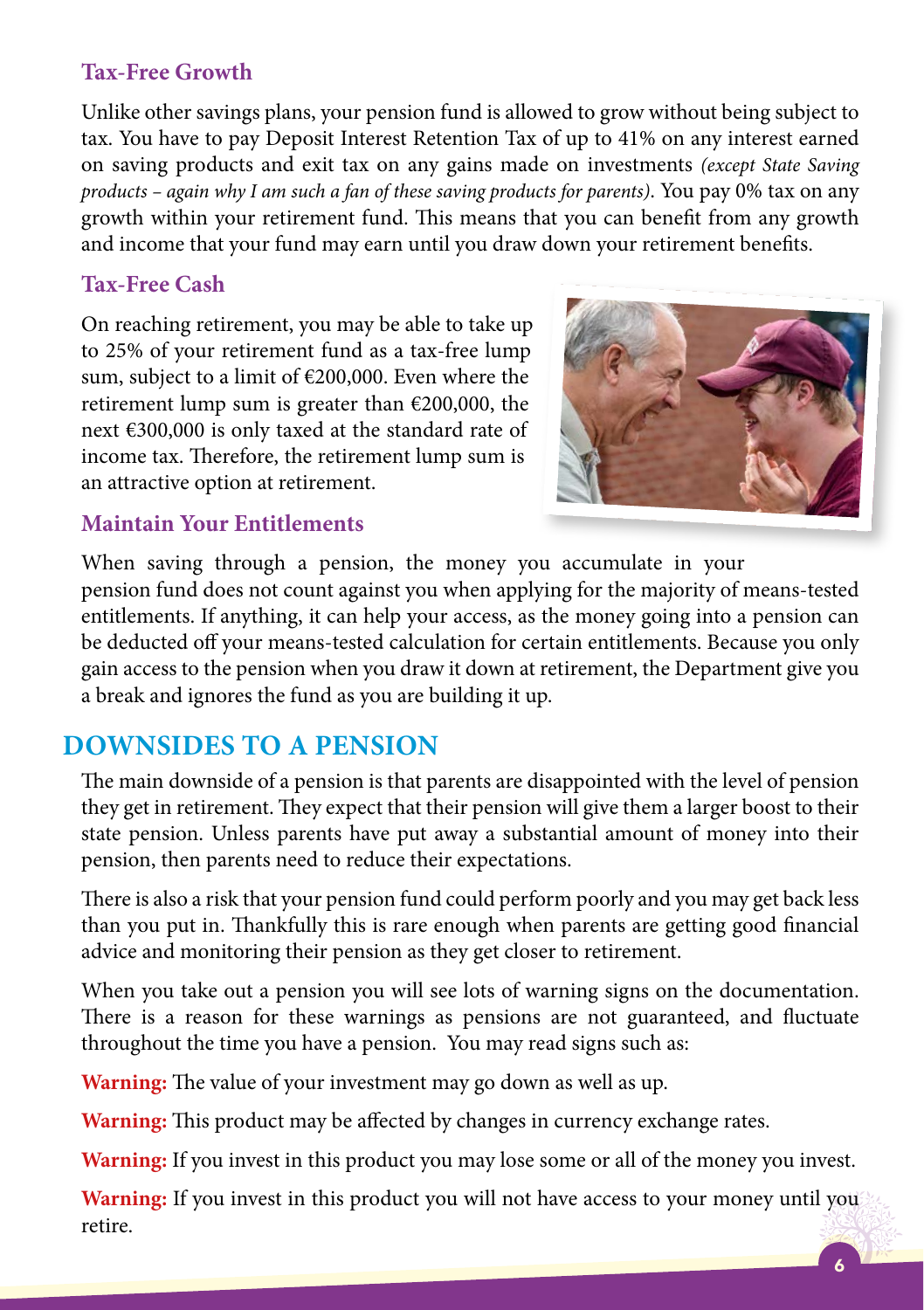### Tax-Free Growth

Unlike other savings plans, your pension fund is allowed to grow without being subject to tax. You have to pay Deposit Interest Retention Tax of up to 41% on any interest earned on saving products and exit tax on any gains made on investments *(except State Saving products – again why I am such a fan of these saving products for parents)*. You pay 0% tax on any growth within your retirement fund. This means that you can benefit from any growth and income that your fund may earn until you draw down your retirement benefits.

### Tax-Free Cash

On reaching retirement, you may be able to take up to 25% of your retirement fund as a tax-free lump sum, subject to a limit of €200,000. Even where the retirement lump sum is greater than €200,000, the next €300,000 is only taxed at the standard rate of income tax. Therefore, the retirement lump sum is an attractive option at retirement.

### Maintain Your Entitlements

When saving through a pension, the money you accumulate in your pension fund does not count against you when applying for the majority of means-tested entitlements. If anything, it can help your access, as the money going into a pension can be deducted off your means-tested calculation for certain entitlements. Because you only gain access to the pension when you draw it down at retirement, the Department give you a break and ignores the fund as you are building it up.

## DOWNSIDES TO A PENSION

The main downside of a pension is that parents are disappointed with the level of pension they get in retirement. They expect that their pension will give them a larger boost to their state pension. Unless parents have put away a substantial amount of money into their pension, then parents need to reduce their expectations.

There is also a risk that your pension fund could perform poorly and you may get back less than you put in. Thankfully this is rare enough when parents are getting good financial advice and monitoring their pension as they get closer to retirement.

When you take out a pension you will see lots of warning signs on the documentation. There is a reason for these warnings as pensions are not guaranteed, and fluctuate throughout the time you have a pension. You may read signs such as:

**Warning:** The value of your investment may go down as well as up.

**Warning:** This product may be affected by changes in currency exchange rates.

**Warning:** If you invest in this product you may lose some or all of the money you invest.

**Warning:** If you invest in this product you will not have access to your money until you retire.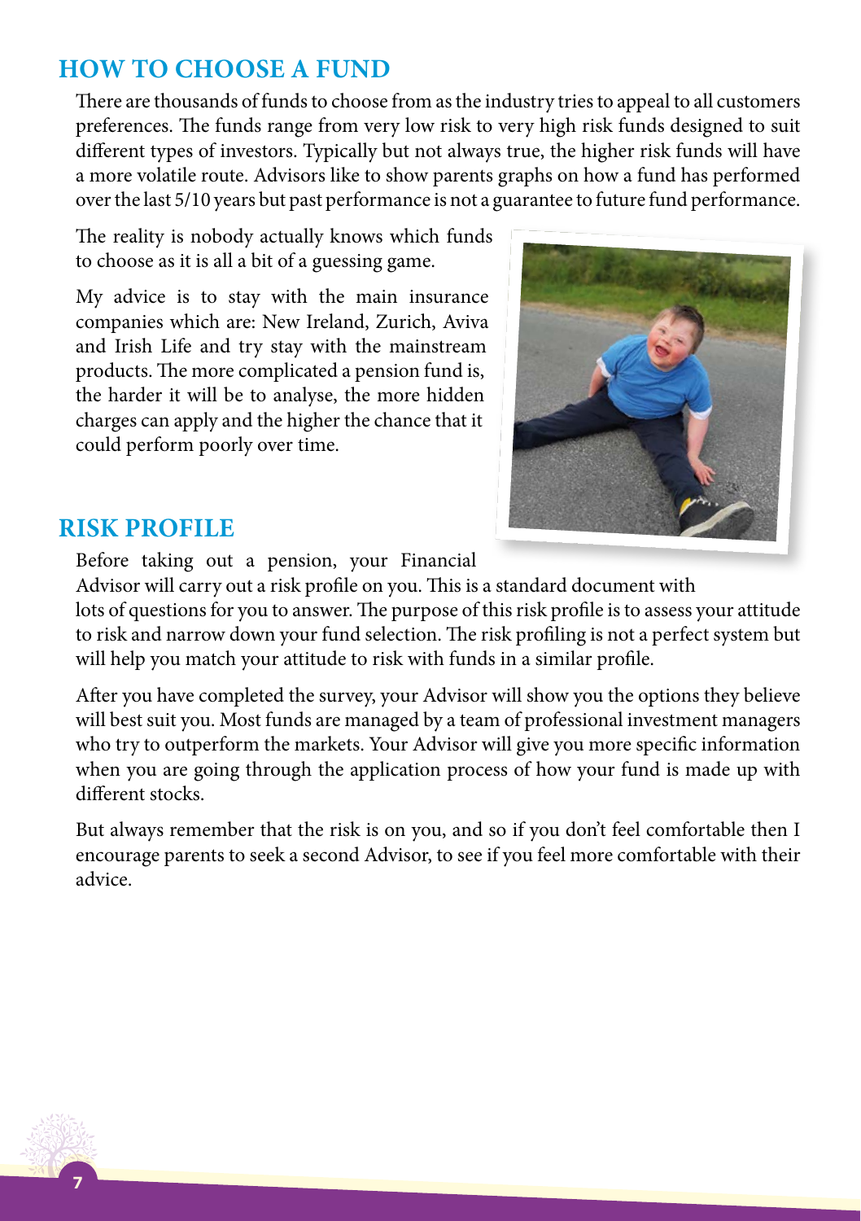## HOW TO CHOOSE A FUND

There are thousands of funds to choose from as the industry tries to appeal to all customers preferences. The funds range from very low risk to very high risk funds designed to suit different types of investors. Typically but not always true, the higher risk funds will have a more volatile route. Advisors like to show parents graphs on how a fund has performed over the last 5/10 years but past performance is not a guarantee to future fund performance.

The reality is nobody actually knows which funds to choose as it is all a bit of a guessing game.

My advice is to stay with the main insurance companies which are: New Ireland, Zurich, Aviva and Irish Life and try stay with the mainstream products. The more complicated a pension fund is, the harder it will be to analyse, the more hidden charges can apply and the higher the chance that it could perform poorly over time.

## RISK PROFILE

Before taking out a pension, your Financial Advisor will carry out a risk profile on you. This is a standard document with lots of questions for you to answer. The purpose of this risk profile is to assess your attitude to risk and narrow down your fund selection. The risk profiling is not a perfect system but will help you match your attitude to risk with funds in a similar profile.

After you have completed the survey, your Advisor will show you the options they believe will best suit you. Most funds are managed by a team of professional investment managers who try to outperform the markets. Your Advisor will give you more specific information when you are going through the application process of how your fund is made up with different stocks.

But always remember that the risk is on you, and so if you don't feel comfortable then I encourage parents to seek a second Advisor, to see if you feel more comfortable with their advice.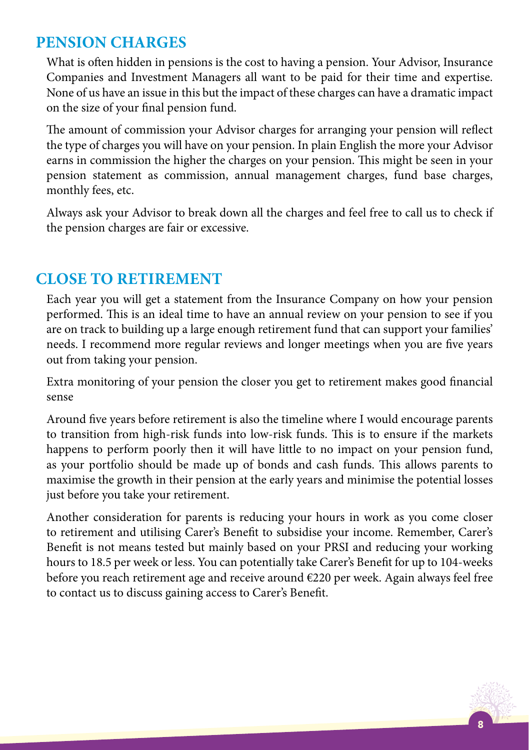## PENSION CHARGES

What is often hidden in pensions is the cost to having a pension. Your Advisor, Insurance Companies and Investment Managers all want to be paid for their time and expertise. None of us have an issue in this but the impact of these charges can have a dramatic impact on the size of your final pension fund.

The amount of commission your Advisor charges for arranging your pension will reflect the type of charges you will have on your pension. In plain English the more your Advisor earns in commission the higher the charges on your pension. This might be seen in your pension statement as commission, annual management charges, fund base charges, monthly fees, etc.

Always ask your Advisor to break down all the charges and feel free to call us to check if the pension charges are fair or excessive.

## CLOSE TO RETIREMENT

Each year you will get a statement from the Insurance Company on how your pension performed. This is an ideal time to have an annual review on your pension to see if you are on track to building up a large enough retirement fund that can support your families' needs. I recommend more regular reviews and longer meetings when you are five years out from taking your pension.

Extra monitoring of your pension the closer you get to retirement makes good financial sense

Around five years before retirement is also the timeline where I would encourage parents to transition from high-risk funds into low-risk funds. This is to ensure if the markets happens to perform poorly then it will have little to no impact on your pension fund, as your portfolio should be made up of bonds and cash funds. This allows parents to maximise the growth in their pension at the early years and minimise the potential losses just before you take your retirement.

Another consideration for parents is reducing your hours in work as you come closer to retirement and utilising Carer's Benefit to subsidise your income. Remember, Carer's Benefit is not means tested but mainly based on your PRSI and reducing your working hours to 18.5 per week or less. You can potentially take Carer's Benefit for up to 104-weeks before you reach retirement age and receive around €220 per week. Again always feel free to contact us to discuss gaining access to Carer's Benefit.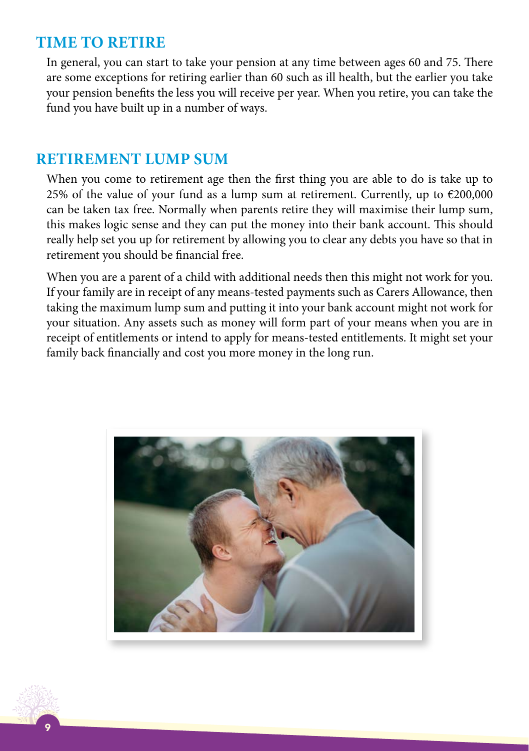## TIME TO RETIRE

In general, you can start to take your pension at any time between ages 60 and 75. There are some exceptions for retiring earlier than 60 such as ill health, but the earlier you take your pension benefits the less you will receive per year. When you retire, you can take the fund you have built up in a number of ways.

## RETIREMENT LUMP SUM

When you come to retirement age then the first thing you are able to do is take up to 25% of the value of your fund as a lump sum at retirement. Currently, up to €200,000 can be taken tax free. Normally when parents retire they will maximise their lump sum, this makes logic sense and they can put the money into their bank account. This should really help set you up for retirement by allowing you to clear any debts you have so that in retirement you should be financial free.

When you are a parent of a child with additional needs then this might not work for you. If your family are in receipt of any means-tested payments such as Carers Allowance, then taking the maximum lump sum and putting it into your bank account might not work for your situation. Any assets such as money will form part of your means when you are in receipt of entitlements or intend to apply for means-tested entitlements. It might set your family back financially and cost you more money in the long run.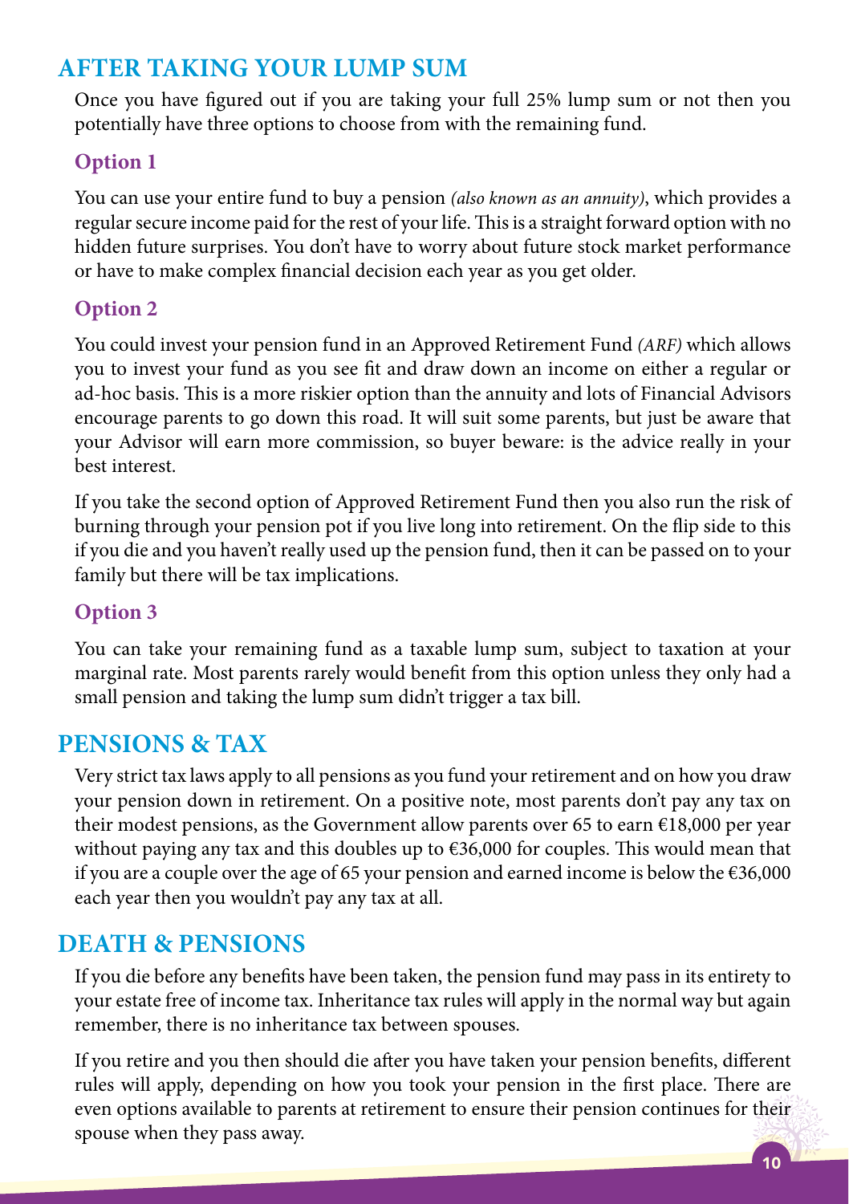## AFTER TAKING YOUR LUMP SUM

Once you have figured out if you are taking your full 25% lump sum or not then you potentially have three options to choose from with the remaining fund.

### Option 1

You can use your entire fund to buy a pension *(also known as an annuity)*, which provides a regular secure income paid for the rest of your life. This is a straight forward option with no hidden future surprises. You don't have to worry about future stock market performance or have to make complex financial decision each year as you get older.

### Option 2

You could invest your pension fund in an Approved Retirement Fund *(ARF)* which allows you to invest your fund as you see fit and draw down an income on either a regular or ad-hoc basis. This is a more riskier option than the annuity and lots of Financial Advisors encourage parents to go down this road. It will suit some parents, but just be aware that your Advisor will earn more commission, so buyer beware: is the advice really in your best interest.

If you take the second option of Approved Retirement Fund then you also run the risk of burning through your pension pot if you live long into retirement. On the flip side to this if you die and you haven't really used up the pension fund, then it can be passed on to your family but there will be tax implications.

### Option 3

You can take your remaining fund as a taxable lump sum, subject to taxation at your marginal rate. Most parents rarely would benefit from this option unless they only had a small pension and taking the lump sum didn't trigger a tax bill.

## PENSIONS & TAX

Very strict tax laws apply to all pensions as you fund your retirement and on how you draw your pension down in retirement. On a positive note, most parents don't pay any tax on their modest pensions, as the Government allow parents over 65 to earn €18,000 per year without paying any tax and this doubles up to €36,000 for couples. This would mean that if you are a couple over the age of 65 your pension and earned income is below the €36,000 each year then you wouldn't pay any tax at all.

## DEATH & PENSIONS

If you die before any benefits have been taken, the pension fund may pass in its entirety to your estate free of income tax. Inheritance tax rules will apply in the normal way but again remember, there is no inheritance tax between spouses.

If you retire and you then should die after you have taken your pension benefits, different rules will apply, depending on how you took your pension in the first place. There are even options available to parents at retirement to ensure their pension continues for their spouse when they pass away.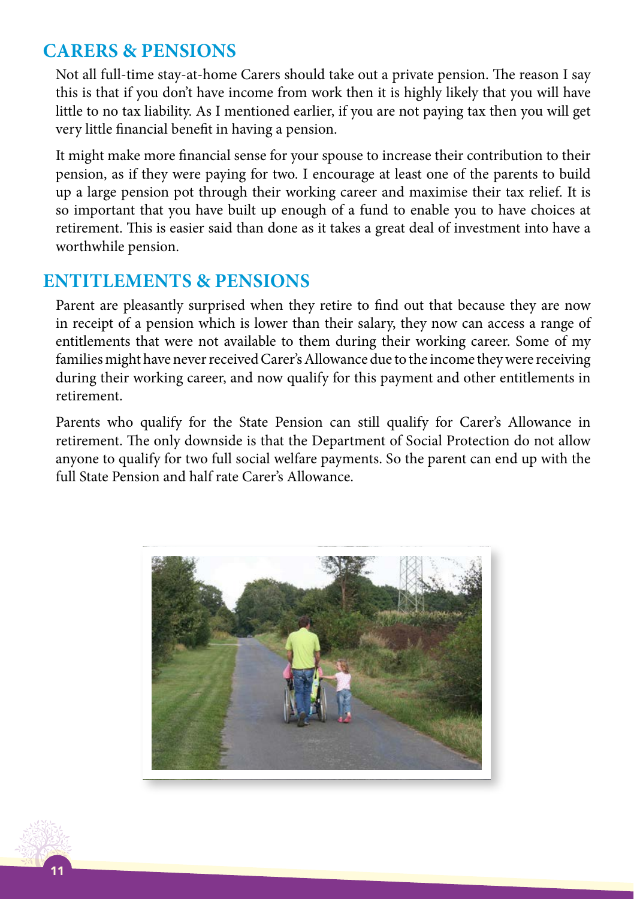## CARERS & PENSIONS

Not all full-time stay-at-home Carers should take out a private pension. The reason I say this is that if you don't have income from work then it is highly likely that you will have little to no tax liability. As I mentioned earlier, if you are not paying tax then you will get very little financial benefit in having a pension.

It might make more financial sense for your spouse to increase their contribution to their pension, as if they were paying for two. I encourage at least one of the parents to build up a large pension pot through their working career and maximise their tax relief. It is so important that you have built up enough of a fund to enable you to have choices at retirement. This is easier said than done as it takes a great deal of investment into have a worthwhile pension.

## ENTITLEMENTS & PENSIONS

Parent are pleasantly surprised when they retire to find out that because they are now in receipt of a pension which is lower than their salary, they now can access a range of entitlements that were not available to them during their working career. Some of my families might have never received Carer's Allowance due to the income they were receiving during their working career, and now qualify for this payment and other entitlements in retirement.

Parents who qualify for the State Pension can still qualify for Carer's Allowance in retirement. The only downside is that the Department of Social Protection do not allow anyone to qualify for two full social welfare payments. So the parent can end up with the full State Pension and half rate Carer's Allowance.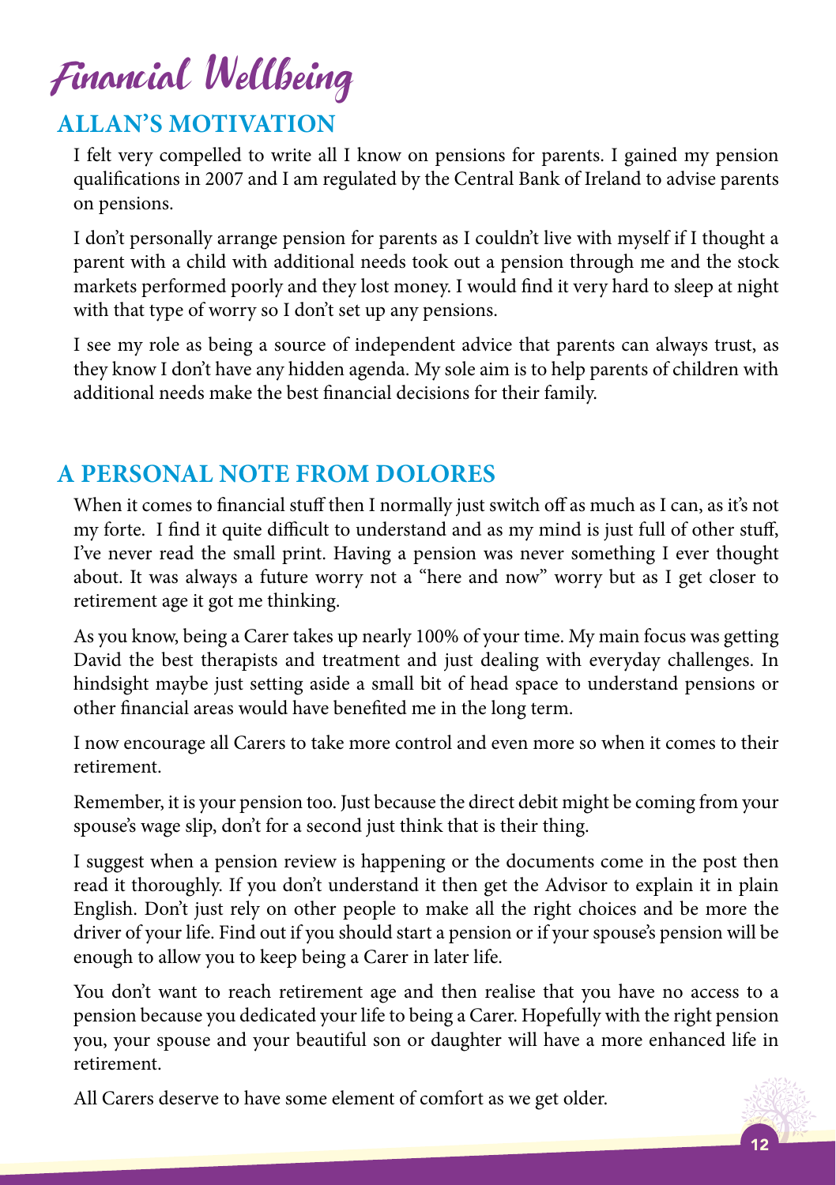# Financial Wellbeing

## ALLAN'S MOTIVATION

I felt very compelled to write all I know on pensions for parents. I gained my pension qualifications in 2007 and I am regulated by the Central Bank of Ireland to advise parents on pensions.

I don't personally arrange pension for parents as I couldn't live with myself if I thought a parent with a child with additional needs took out a pension through me and the stock markets performed poorly and they lost money. I would find it very hard to sleep at night with that type of worry so I don't set up any pensions.

I see my role as being a source of independent advice that parents can always trust, as they know I don't have any hidden agenda. My sole aim is to help parents of children with additional needs make the best financial decisions for their family.

## A PERSONAL NOTE FROM DOLORES

When it comes to financial stuff then I normally just switch off as much as I can, as it's not my forte. I find it quite difficult to understand and as my mind is just full of other stuff, I've never read the small print. Having a pension was never something I ever thought about. It was always a future worry not a "here and now" worry but as I get closer to retirement age it got me thinking.

As you know, being a Carer takes up nearly 100% of your time. My main focus was getting David the best therapists and treatment and just dealing with everyday challenges. In hindsight maybe just setting aside a small bit of head space to understand pensions or other financial areas would have benefited me in the long term.

I now encourage all Carers to take more control and even more so when it comes to their retirement.

Remember, it is your pension too. Just because the direct debit might be coming from your spouse's wage slip, don't for a second just think that is their thing.

I suggest when a pension review is happening or the documents come in the post then read it thoroughly. If you don't understand it then get the Advisor to explain it in plain English. Don't just rely on other people to make all the right choices and be more the driver of your life. Find out if you should start a pension or if your spouse's pension will be enough to allow you to keep being a Carer in later life.

You don't want to reach retirement age and then realise that you have no access to a pension because you dedicated your life to being a Carer. Hopefully with the right pension you, your spouse and your beautiful son or daughter will have a more enhanced life in retirement.

All Carers deserve to have some element of comfort as we get older.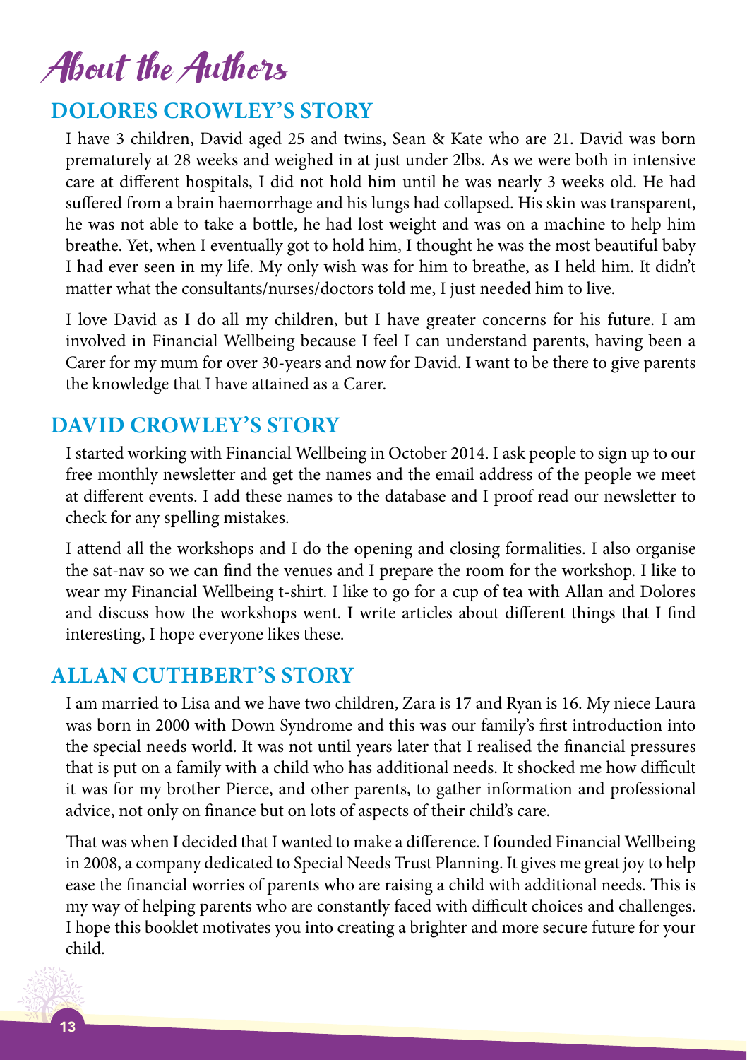# About the Authors

## DOLORES CROWLEY'S STORY

I have 3 children, David aged 25 and twins, Sean & Kate who are 21. David was born prematurely at 28 weeks and weighed in at just under 2lbs. As we were both in intensive care at different hospitals, I did not hold him until he was nearly 3 weeks old. He had suffered from a brain haemorrhage and his lungs had collapsed. His skin was transparent, he was not able to take a bottle, he had lost weight and was on a machine to help him breathe. Yet, when I eventually got to hold him, I thought he was the most beautiful baby I had ever seen in my life. My only wish was for him to breathe, as I held him. It didn't matter what the consultants/nurses/doctors told me, I just needed him to live.

I love David as I do all my children, but I have greater concerns for his future. I am involved in Financial Wellbeing because I feel I can understand parents, having been a Carer for my mum for over 30-years and now for David. I want to be there to give parents the knowledge that I have attained as a Carer.

## DAVID CROWLEY'S STORY

I started working with Financial Wellbeing in October 2014. I ask people to sign up to our free monthly newsletter and get the names and the email address of the people we meet at different events. I add these names to the database and I proof read our newsletter to check for any spelling mistakes.

I attend all the workshops and I do the opening and closing formalities. I also organise the sat-nav so we can find the venues and I prepare the room for the workshop. I like to wear my Financial Wellbeing t-shirt. I like to go for a cup of tea with Allan and Dolores and discuss how the workshops went. I write articles about different things that I find interesting, I hope everyone likes these.

## ALLAN CUTHBERT'S STORY

I am married to Lisa and we have two children, Zara is 17 and Ryan is 16. My niece Laura was born in 2000 with Down Syndrome and this was our family's first introduction into the special needs world. It was not until years later that I realised the financial pressures that is put on a family with a child who has additional needs. It shocked me how difficult it was for my brother Pierce, and other parents, to gather information and professional advice, not only on finance but on lots of aspects of their child's care.

That was when I decided that I wanted to make a difference. I founded Financial Wellbeing in 2008, a company dedicated to Special Needs Trust Planning. It gives me great joy to help ease the financial worries of parents who are raising a child with additional needs. This is my way of helping parents who are constantly faced with difficult choices and challenges. I hope this booklet motivates you into creating a brighter and more secure future for your child.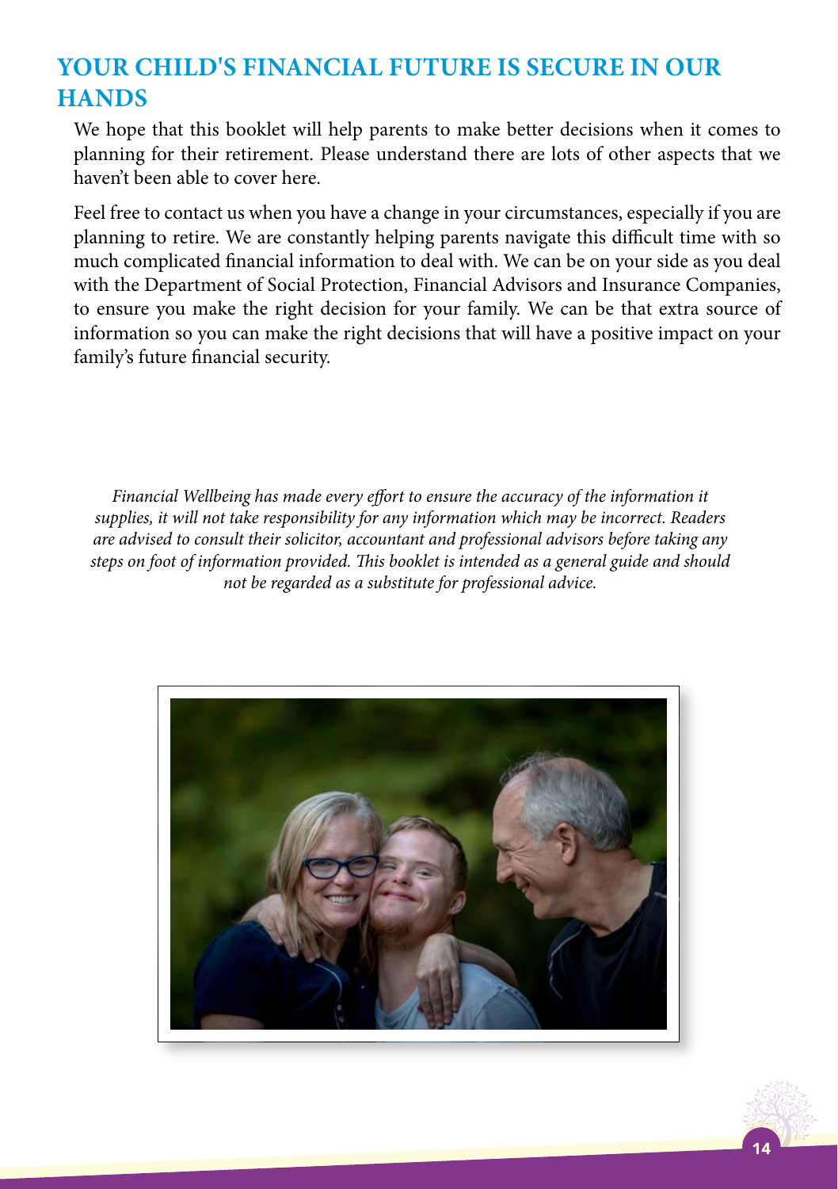## YOUR CHILD'S FINANCIAL FUTURE IS SECURE IN OUR HANDS

We hope that this booklet will help parents to make better decisions when it comes to planning for their retirement. Please understand there are lots of other aspects that we haven't been able to cover here.

Feel free to contact us when you have a change in your circumstances, especially if you are planning to retire. We are constantly helping parents navigate this difficult time with so much complicated financial information to deal with. We can be on your side as you deal with the Department of Social Protection, Financial Advisors and Insurance Companies, to ensure you make the right decision for your family. We can be that extra source of information so you can make the right decisions that will have a positive impact on your family's future financial security.

*Financial Wellbeing has made every effort to ensure the accuracy of the information it supplies, it will not take responsibility for any information which may be incorrect. Readers are advised to consult their solicitor, accountant and professional advisors before taking any steps on foot of information provided. This booklet is intended as a general guide and should not be regarded as a substitute for professional advice.*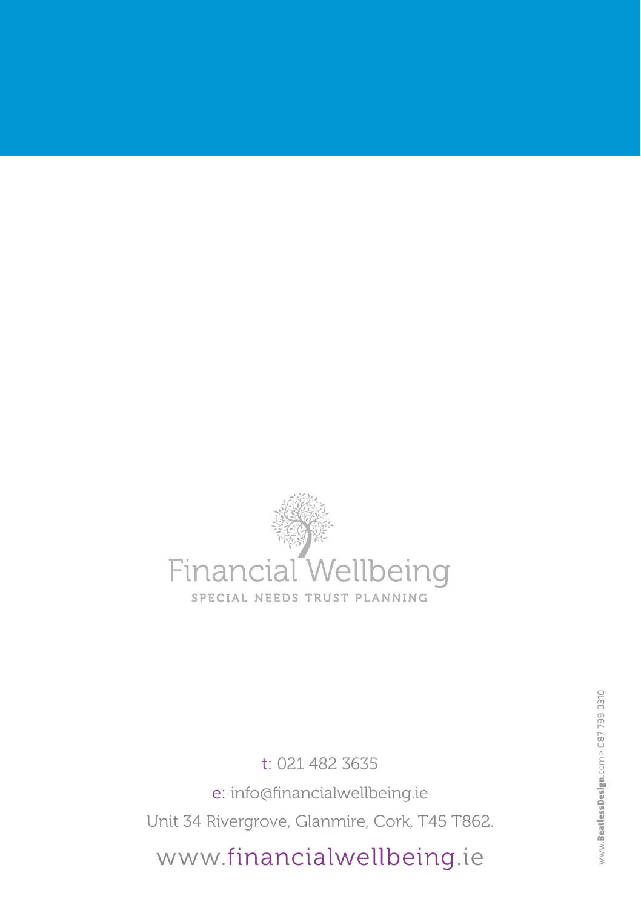Financial Wellbeing

SPECIAL NEEDS TRUST PLANNING

t: 021 482 3635

e: info@financialwellbeing.ie

Unit 34 Rivergrove, Glanmire, Cork, T45 T862.

www.financialwellbeing.ie

www.BeatlessDesign.com > 087 799 0310